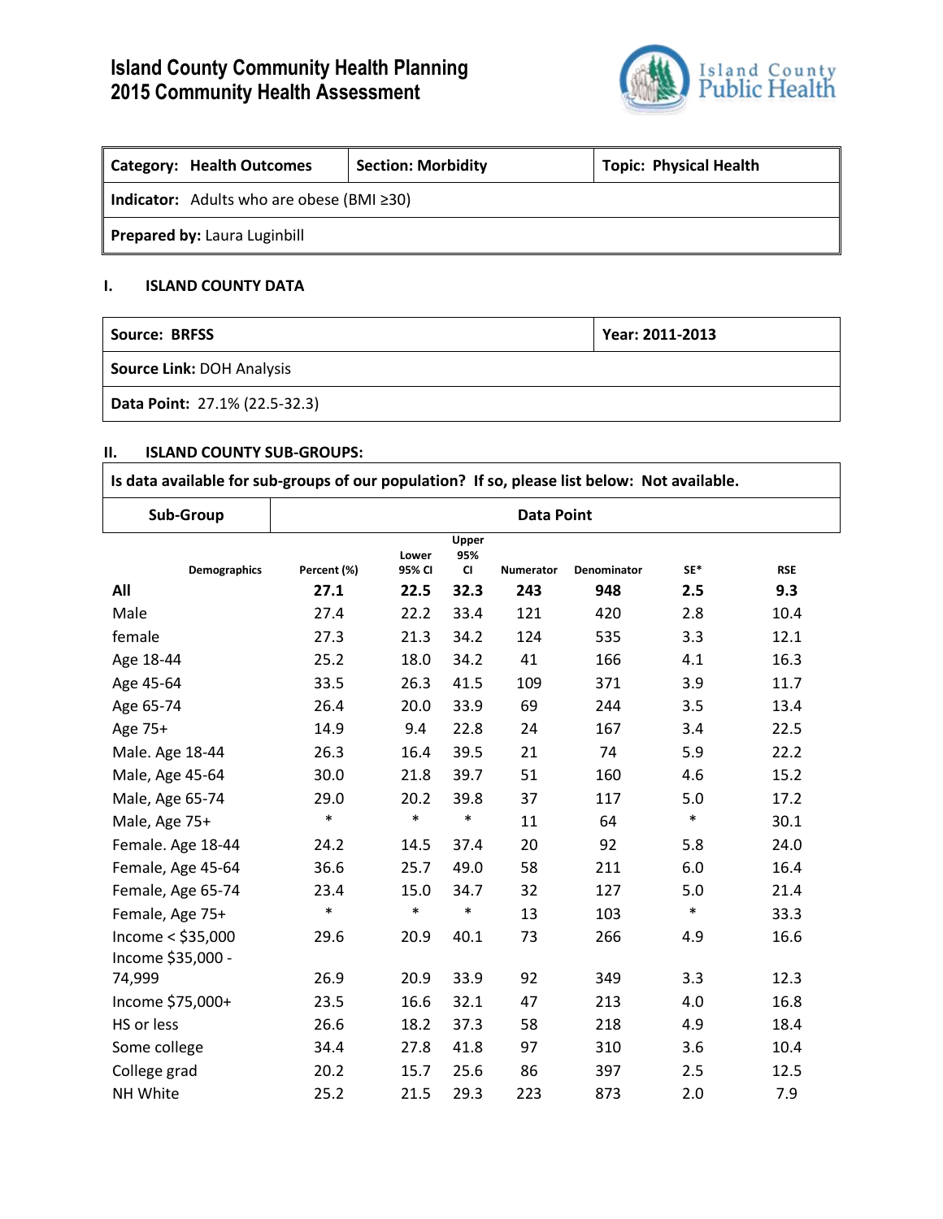# Island County Community Health Planning
# 2015 Community Health Assessment

Island County Public Health

| **Category: Health Outcomes** | **Section: Morbidity** | **Topic: Physical Health** |
|---|---|---|
| **Indicator:** Adults who are obese (BMI ≥30) | | |
| **Prepared by:** Laura Luginbill | | |

## I. ISLAND COUNTY DATA

| **Source: BRFSS** | **Year: 2011-2013** |
|---|---|
| **Source Link:** DOH Analysis | |
| **Data Point:** 27.1% (22.5-32.3) | |

## II. ISLAND COUNTY SUB-GROUPS:

**Is data available for sub-groups of our population? If so, please list below: Not available.**

| Demographics | Percent (%) | Lower 95% CI | Upper 95% CI | Numerator | Denominator | SE* | RSE |
|---|---|---|---|---|---|---|---|
| **All** | **27.1** | **22.5** | **32.3** | **243** | **948** | **2.5** | **9.3** |
| Male | 27.4 | 22.2 | 33.4 | 121 | 420 | 2.8 | 10.4 |
| female | 27.3 | 21.3 | 34.2 | 124 | 535 | 3.3 | 12.1 |
| Age 18-44 | 25.2 | 18.0 | 34.2 | 41 | 166 | 4.1 | 16.3 |
| Age 45-64 | 33.5 | 26.3 | 41.5 | 109 | 371 | 3.9 | 11.7 |
| Age 65-74 | 26.4 | 20.0 | 33.9 | 69 | 244 | 3.5 | 13.4 |
| Age 75+ | 14.9 | 9.4 | 22.8 | 24 | 167 | 3.4 | 22.5 |
| Male. Age 18-44 | 26.3 | 16.4 | 39.5 | 21 | 74 | 5.9 | 22.2 |
| Male, Age 45-64 | 30.0 | 21.8 | 39.7 | 51 | 160 | 4.6 | 15.2 |
| Male, Age 65-74 | 29.0 | 20.2 | 39.8 | 37 | 117 | 5.0 | 17.2 |
| Male, Age 75+ | * | * | * | 11 | 64 | * | 30.1 |
| Female. Age 18-44 | 24.2 | 14.5 | 37.4 | 20 | 92 | 5.8 | 24.0 |
| Female, Age 45-64 | 36.6 | 25.7 | 49.0 | 58 | 211 | 6.0 | 16.4 |
| Female, Age 65-74 | 23.4 | 15.0 | 34.7 | 32 | 127 | 5.0 | 21.4 |
| Female, Age 75+ | * | * | * | 13 | 103 | * | 33.3 |
| Income < $35,000 | 29.6 | 20.9 | 40.1 | 73 | 266 | 4.9 | 16.6 |
| Income $35,000 - 74,999 | 26.9 | 20.9 | 33.9 | 92 | 349 | 3.3 | 12.3 |
| Income $75,000+ | 23.5 | 16.6 | 32.1 | 47 | 213 | 4.0 | 16.8 |
| HS or less | 26.6 | 18.2 | 37.3 | 58 | 218 | 4.9 | 18.4 |
| Some college | 34.4 | 27.8 | 41.8 | 97 | 310 | 3.6 | 10.4 |
| College grad | 20.2 | 15.7 | 25.6 | 86 | 397 | 2.5 | 12.5 |
| NH White | 25.2 | 21.5 | 29.3 | 223 | 873 | 2.0 | 7.9 |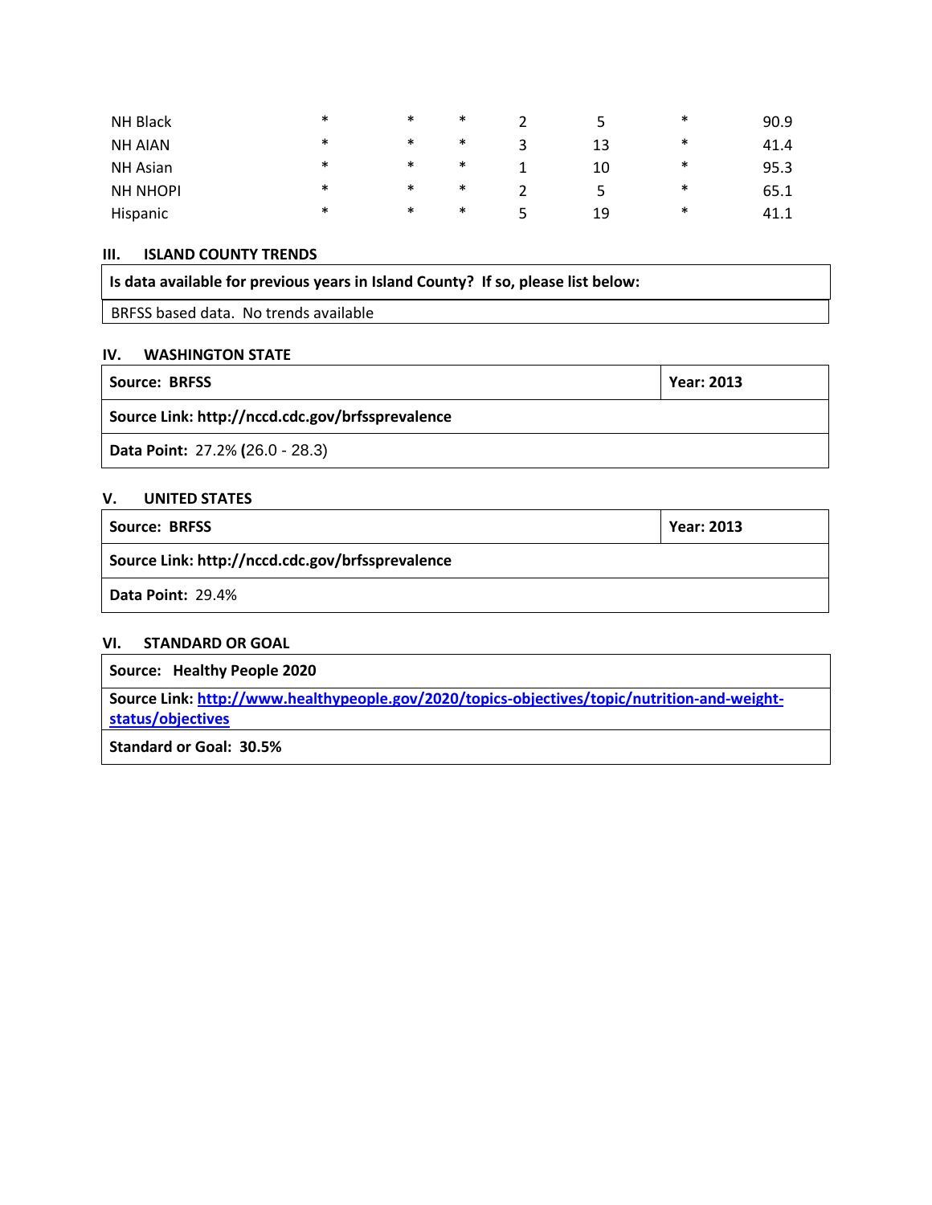| | | | | | | | |
|---|---|---|---|---|---|---|---|
| NH Black | * | * | * | 2 | 5 | * | 90.9 |
| NH AIAN | * | * | * | 3 | 13 | * | 41.4 |
| NH Asian | * | * | * | 1 | 10 | * | 95.3 |
| NH NHOPI | * | * | * | 2 | 5 | * | 65.1 |
| Hispanic | * | * | * | 5 | 19 | * | 41.1 |

### III. ISLAND COUNTY TRENDS

| **Is data available for previous years in Island County? If so, please list below:** |
|---|
| BRFSS based data. No trends available |

### IV. WASHINGTON STATE

| **Source: BRFSS** | **Year: 2013** |
|---|---|
| **Source Link: http://nccd.cdc.gov/brfssprevalence** | |
| **Data Point:** 27.2% **(**26.0 - 28.3) | |

### V. UNITED STATES

| **Source: BRFSS** | **Year: 2013** |
|---|---|
| **Source Link: http://nccd.cdc.gov/brfssprevalence** | |
| **Data Point:** 29.4% | |

### VI. STANDARD OR GOAL

| **Source: Healthy People 2020** |
|---|
| **Source Link: [http://www.healthypeople.gov/2020/topics-objectives/topic/nutrition-and-weight-status/objectives](http://www.healthypeople.gov/2020/topics-objectives/topic/nutrition-and-weight-status/objectives)** |
| **Standard or Goal: 30.5%** |